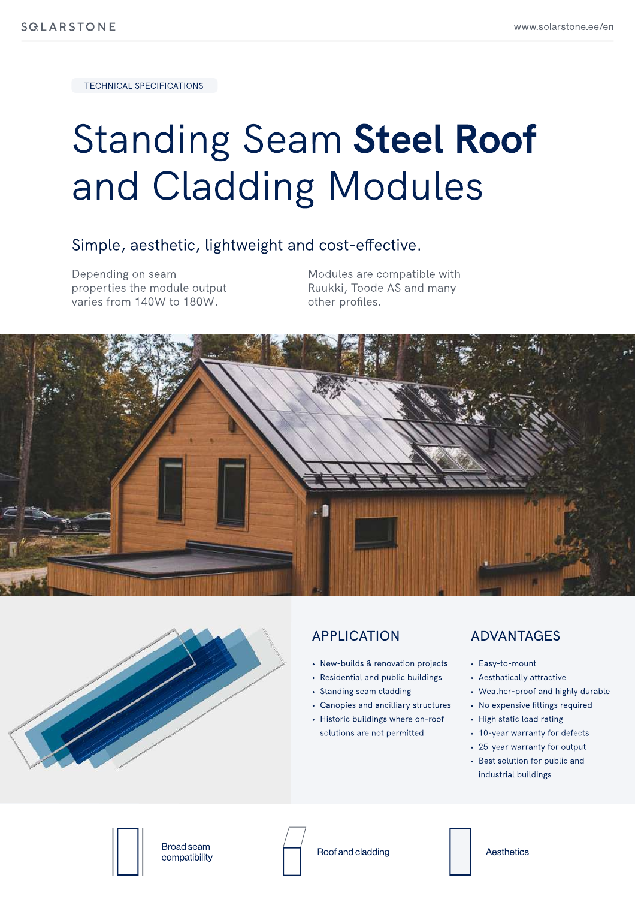TECHNICAL SPECIFICATIONS

# Standing Seam **Steel Roof** and Cladding Modules

## Simple, aesthetic, lightweight and cost-effective.

Depending on seam properties the module output varies from 140W to 180W.

Modules are compatible with Ruukki, Toode AS and many other profiles.

## APPLICATION

- New-builds & renovation projects
- Residential and public buildings
- Standing seam cladding
- Canopies and ancilliary structures
- Historic buildings where on-roof solutions are not permitted

## ADVANTAGES

- Easy-to-mount
- Aesthatically attractive
- Weather-proof and highly durable
- No expensive fittings required
- High static load rating
- 10-year warranty for defects
- 25-year warranty for output
- Best solution for public and industrial buildings

Broad seam compatibility

Roof and cladding

Aesthetics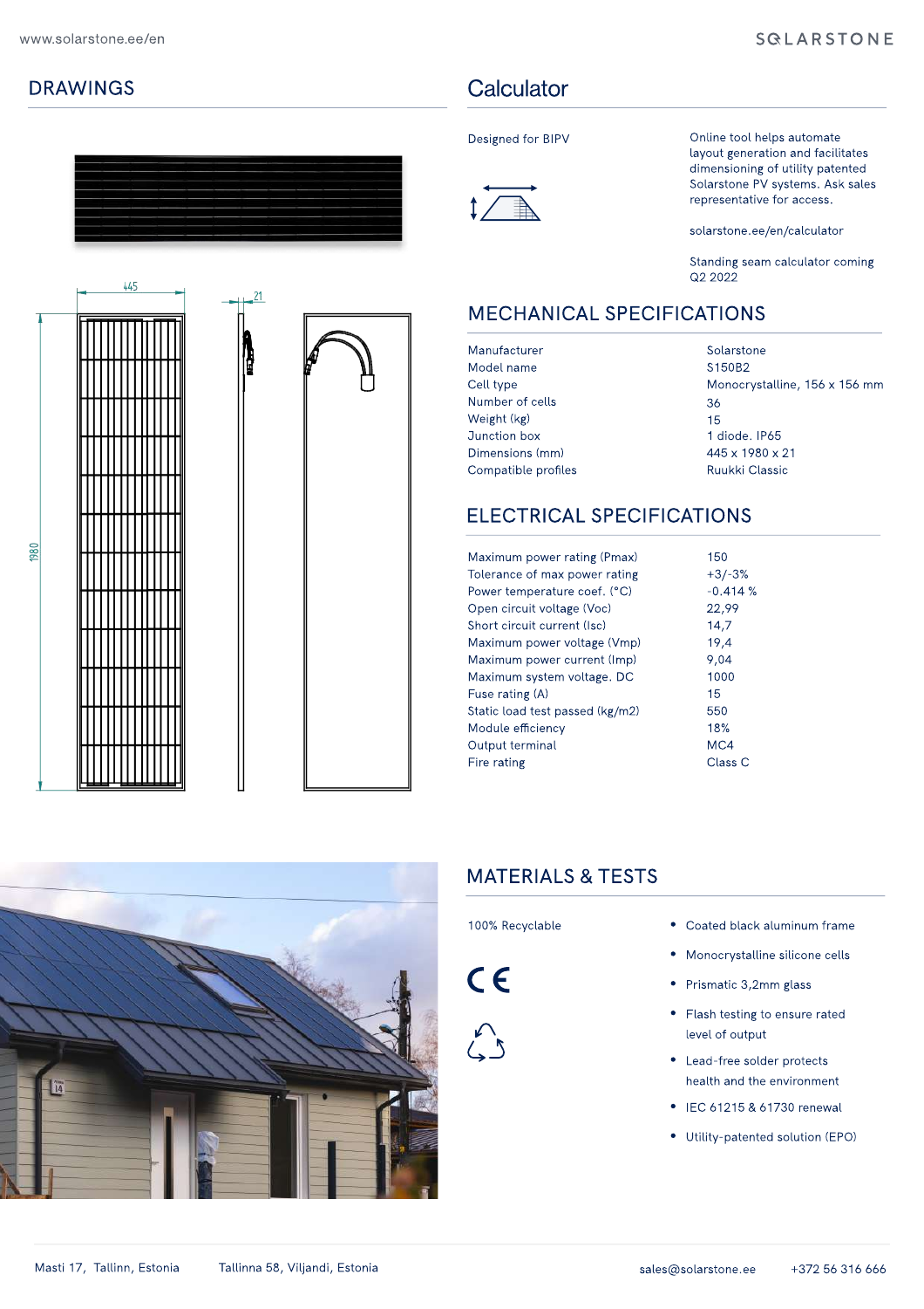## DRAWINGS

445

21

1980

## Calculator

Designed for BIPV

Online tool helps automate layout generation and facilitates dimensioning of utility patented Solarstone PV systems. Ask sales representative for access.

solarstone.ee/en/calculator

Standing seam calculator coming Q2 2022

## MECHANICAL SPECIFICATIONS

| | |
|---|---|
| Manufacturer | Solarstone |
| Model name | S150B2 |
| Cell type | Monocrystalline, 156 x 156 mm |
| Number of cells | 36 |
| Weight (kg) | 15 |
| Junction box | 1 diode. IP65 |
| Dimensions (mm) | 445 x 1980 x 21 |
| Compatible profiles | Ruukki Classic |

## ELECTRICAL SPECIFICATIONS

| | |
|---|---|
| Maximum power rating (Pmax) | 150 |
| Tolerance of max power rating | +3/-3% |
| Power temperature coef. (°C) | -0.414 % |
| Open circuit voltage (Voc) | 22,99 |
| Short circuit current (Isc) | 14,7 |
| Maximum power voltage (Vmp) | 19,4 |
| Maximum power current (Imp) | 9,04 |
| Maximum system voltage. DC | 1000 |
| Fuse rating (A) | 15 |
| Static load test passed (kg/m2) | 550 |
| Module efficiency | 18% |
| Output terminal | MC4 |
| Fire rating | Class C |

## MATERIALS & TESTS

100% Recyclable

CE

- Coated black aluminum frame
- Monocrystalline silicone cells
- Prismatic 3,2mm glass
- Flash testing to ensure rated level of output
- Lead-free solder protects health and the environment
- IEC 61215 & 61730 renewal
- Utility-patented solution (EPO)

Masti 17, Tallinn, Estonia    Tallinna 58, Viljandi, Estonia    sales@solarstone.ee    +372 56 316 666